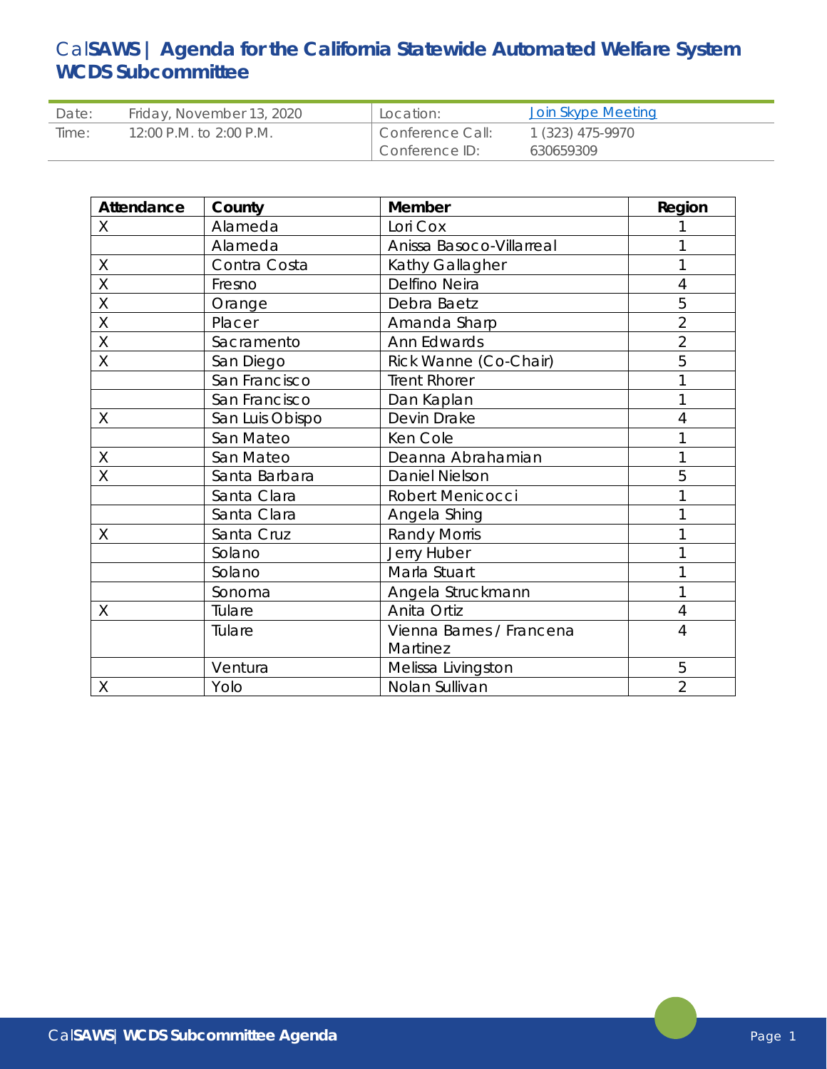# CalSAWS | Agenda for the California Statewide Automated Welfare System WCDS Subcommittee

| Date: | Friday, November 13, 2020 | Location: | [Join Skype Meeting]() |
|---|---|---|---|
| Time: | 12:00 P.M. to 2:00 P.M. | Conference Call: | 1 (323) 475-9970 |
| | | Conference ID: | 630659309 |

| Attendance | County | Member | Region |
|---|---|---|---|
| X | Alameda | Lori Cox | 1 |
| | Alameda | Anissa Basoco-Villarreal | 1 |
| X | Contra Costa | Kathy Gallagher | 1 |
| X | Fresno | Delfino Neira | 4 |
| X | Orange | Debra Baetz | 5 |
| X | Placer | Amanda Sharp | 2 |
| X | Sacramento | Ann Edwards | 2 |
| X | San Diego | Rick Wanne (Co-Chair) | 5 |
| | San Francisco | Trent Rhorer | 1 |
| | San Francisco | Dan Kaplan | 1 |
| X | San Luis Obispo | Devin Drake | 4 |
| | San Mateo | Ken Cole | 1 |
| X | San Mateo | Deanna Abrahamian | 1 |
| X | Santa Barbara | Daniel Nielson | 5 |
| | Santa Clara | Robert Menicocci | 1 |
| | Santa Clara | Angela Shing | 1 |
| X | Santa Cruz | Randy Morris | 1 |
| | Solano | Jerry Huber | 1 |
| | Solano | Marla Stuart | 1 |
| | Sonoma | Angela Struckmann | 1 |
| X | Tulare | Anita Ortiz | 4 |
| | Tulare | Vienna Barnes / Francena Martinez | 4 |
| | Ventura | Melissa Livingston | 5 |
| X | Yolo | Nolan Sullivan | 2 |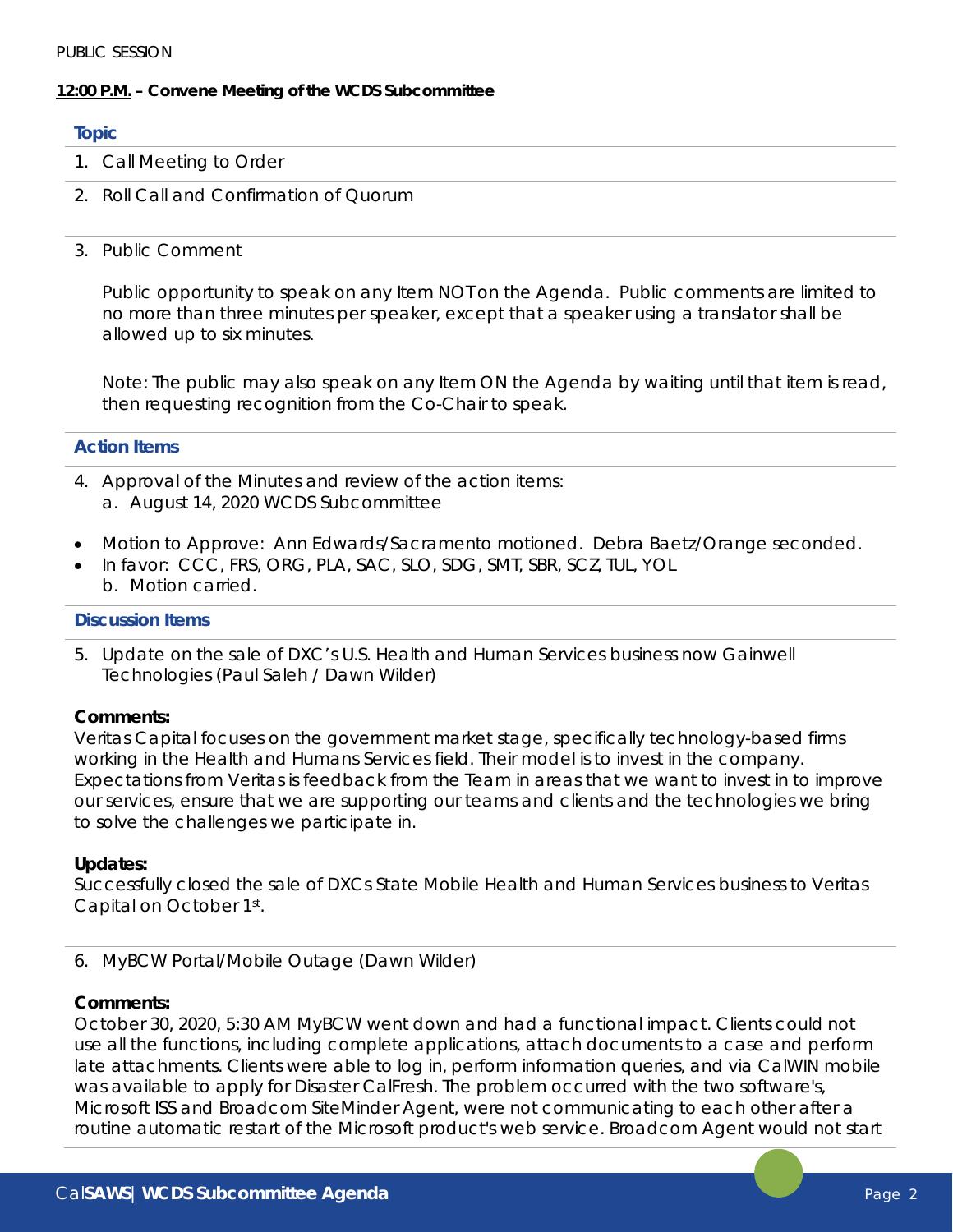PUBLIC SESSION

**12:00 P.M. – Convene Meeting of the WCDS Subcommittee**

**Topic**

1. Call Meeting to Order
2. Roll Call and Confirmation of Quorum
3. Public Comment

   Public opportunity to speak on any Item NOT on the Agenda. Public comments are limited to no more than three minutes per speaker, except that a speaker using a translator shall be allowed up to six minutes.

   Note: The public may also speak on any Item ON the Agenda by waiting until that item is read, then requesting recognition from the Co-Chair to speak.

**Action Items**

4. Approval of the Minutes and review of the action items:
   a. August 14, 2020 WCDS Subcommittee

- Motion to Approve: Ann Edwards/Sacramento motioned. Debra Baetz/Orange seconded.
- In favor: CCC, FRS, ORG, PLA, SAC, SLO, SDG, SMT, SBR, SCZ, TUL, YOL
  b. Motion carried.

**Discussion Items**

5. Update on the sale of DXC's U.S. Health and Human Services business now Gainwell Technologies (Paul Saleh / Dawn Wilder)

**Comments:**
Veritas Capital focuses on the government market stage, specifically technology-based firms working in the Health and Humans Services field. Their model is to invest in the company. Expectations from Veritas is feedback from the Team in areas that we want to invest in to improve our services, ensure that we are supporting our teams and clients and the technologies we bring to solve the challenges we participate in.

**Updates:**
Successfully closed the sale of DXCs State Mobile Health and Human Services business to Veritas Capital on October 1st.

6. MyBCW Portal/Mobile Outage (Dawn Wilder)

**Comments:**
October 30, 2020, 5:30 AM MyBCW went down and had a functional impact. Clients could not use all the functions, including complete applications, attach documents to a case and perform late attachments. Clients were able to log in, perform information queries, and via CalWIN mobile was available to apply for Disaster CalFresh. The problem occurred with the two software's, Microsoft ISS and Broadcom SiteMinder Agent, were not communicating to each other after a routine automatic restart of the Microsoft product's web service. Broadcom Agent would not start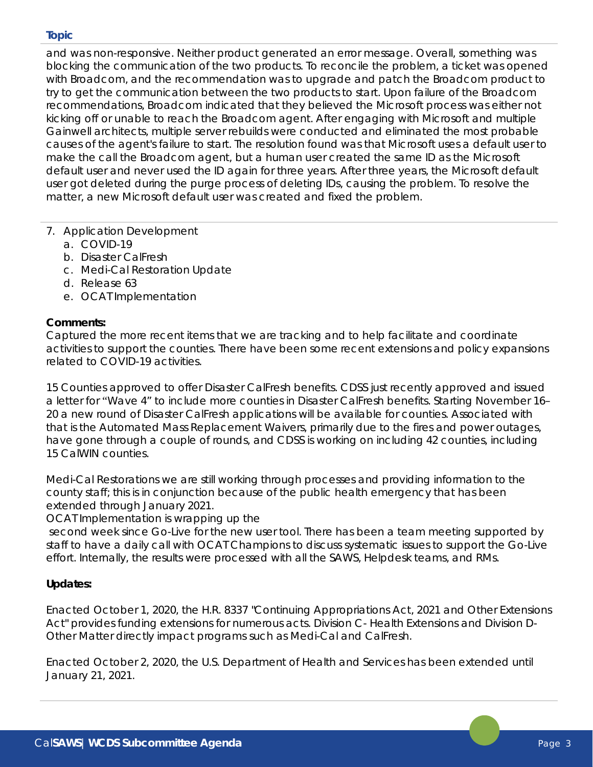**Topic**

and was non-responsive. Neither product generated an error message. Overall, something was blocking the communication of the two products. To reconcile the problem, a ticket was opened with Broadcom, and the recommendation was to upgrade and patch the Broadcom product to try to get the communication between the two products to start. Upon failure of the Broadcom recommendations, Broadcom indicated that they believed the Microsoft process was either not kicking off or unable to reach the Broadcom agent. After engaging with Microsoft and multiple Gainwell architects, multiple server rebuilds were conducted and eliminated the most probable causes of the agent's failure to start. The resolution found was that Microsoft uses a default user to make the call the Broadcom agent, but a human user created the same ID as the Microsoft default user and never used the ID again for three years. After three years, the Microsoft default user got deleted during the purge process of deleting IDs, causing the problem. To resolve the matter, a new Microsoft default user was created and fixed the problem.

7. Application Development
   a. COVID-19
   b. Disaster CalFresh
   c. Medi-Cal Restoration Update
   d. Release 63
   e. OCAT Implementation

**Comments:**

Captured the more recent items that we are tracking and to help facilitate and coordinate activities to support the counties. There have been some recent extensions and policy expansions related to COVID-19 activities.

15 Counties approved to offer Disaster CalFresh benefits. CDSS just recently approved and issued a letter for "Wave 4" to include more counties in Disaster CalFresh benefits. Starting November 16–20 a new round of Disaster CalFresh applications will be available for counties. Associated with that is the Automated Mass Replacement Waivers, primarily due to the fires and power outages, have gone through a couple of rounds, and CDSS is working on including 42 counties, including 15 CalWIN counties.

Medi-Cal Restorations we are still working through processes and providing information to the county staff; this is in conjunction because of the public health emergency that has been extended through January 2021.

OCAT Implementation is wrapping up the second week since Go-Live for the new user tool. There has been a team meeting supported by staff to have a daily call with OCAT Champions to discuss systematic issues to support the Go-Live effort. Internally, the results were processed with all the SAWS, Helpdesk teams, and RMs.

**Updates:**

Enacted October 1, 2020, the H.R. 8337 "Continuing Appropriations Act, 2021 and Other Extensions Act" provides funding extensions for numerous acts. Division C- Health Extensions and Division D- Other Matter directly impact programs such as Medi-Cal and CalFresh.

Enacted October 2, 2020, the U.S. Department of Health and Services has been extended until January 21, 2021.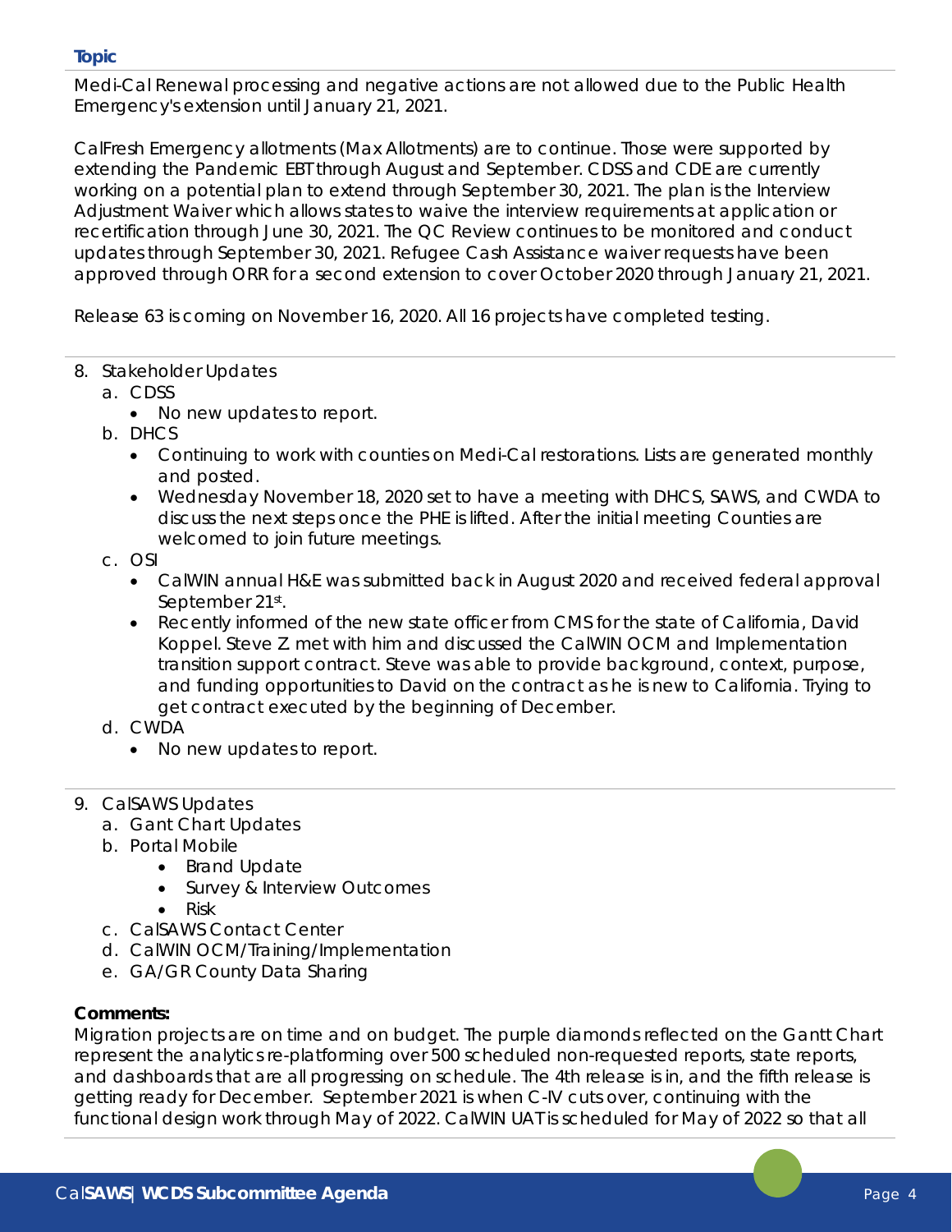**Topic**

Medi-Cal Renewal processing and negative actions are not allowed due to the Public Health Emergency's extension until January 21, 2021.

CalFresh Emergency allotments (Max Allotments) are to continue. Those were supported by extending the Pandemic EBT through August and September. CDSS and CDE are currently working on a potential plan to extend through September 30, 2021. The plan is the Interview Adjustment Waiver which allows states to waive the interview requirements at application or recertification through June 30, 2021. The QC Review continues to be monitored and conduct updates through September 30, 2021. Refugee Cash Assistance waiver requests have been approved through ORR for a second extension to cover October 2020 through January 21, 2021.

Release 63 is coming on November 16, 2020. All 16 projects have completed testing.

8. Stakeholder Updates
   a. CDSS
      - No new updates to report.
   b. DHCS
      - Continuing to work with counties on Medi-Cal restorations. Lists are generated monthly and posted.
      - Wednesday November 18, 2020 set to have a meeting with DHCS, SAWS, and CWDA to discuss the next steps once the PHE is lifted. After the initial meeting Counties are welcomed to join future meetings.
   c. OSI
      - CalWIN annual H&E was submitted back in August 2020 and received federal approval September 21st.
      - Recently informed of the new state officer from CMS for the state of California, David Koppel. Steve Z. met with him and discussed the CalWIN OCM and Implementation transition support contract. Steve was able to provide background, context, purpose, and funding opportunities to David on the contract as he is new to California. Trying to get contract executed by the beginning of December.
   d. CWDA
      - No new updates to report.

9. CalSAWS Updates
   a. Gant Chart Updates
   b. Portal Mobile
      - Brand Update
      - Survey & Interview Outcomes
      - Risk
   c. CalSAWS Contact Center
   d. CalWIN OCM/Training/Implementation
   e. GA/GR County Data Sharing

**Comments:**

Migration projects are on time and on budget. The purple diamonds reflected on the Gantt Chart represent the analytics re-platforming over 500 scheduled non-requested reports, state reports, and dashboards that are all progressing on schedule. The 4th release is in, and the fifth release is getting ready for December. September 2021 is when C-IV cuts over, continuing with the functional design work through May of 2022. CalWIN UAT is scheduled for May of 2022 so that all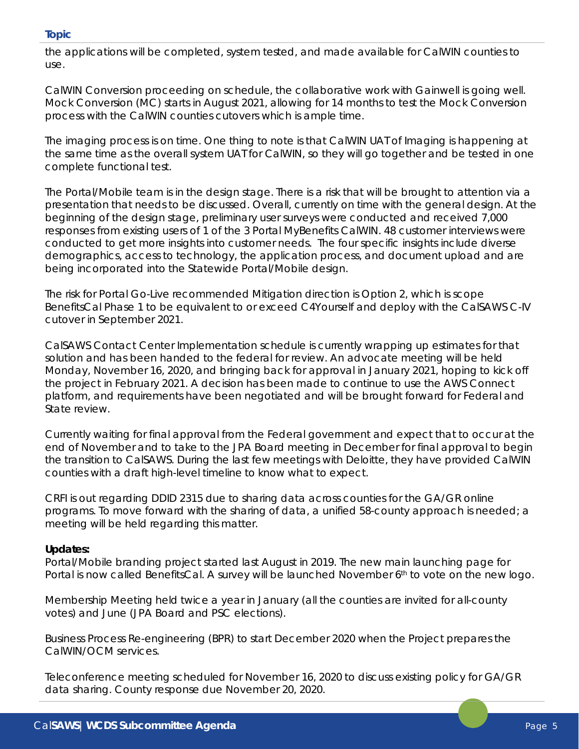**Topic**

the applications will be completed, system tested, and made available for CalWIN counties to use.

CalWIN Conversion proceeding on schedule, the collaborative work with Gainwell is going well. Mock Conversion (MC) starts in August 2021, allowing for 14 months to test the Mock Conversion process with the CalWIN counties cutovers which is ample time.

The imaging process is on time. One thing to note is that CalWIN UAT of Imaging is happening at the same time as the overall system UAT for CalWIN, so they will go together and be tested in one complete functional test.

The Portal/Mobile team is in the design stage. There is a risk that will be brought to attention via a presentation that needs to be discussed. Overall, currently on time with the general design. At the beginning of the design stage, preliminary user surveys were conducted and received 7,000 responses from existing users of 1 of the 3 Portal MyBenefits CalWIN. 48 customer interviews were conducted to get more insights into customer needs. The four specific insights include diverse demographics, access to technology, the application process, and document upload and are being incorporated into the Statewide Portal/Mobile design.

The risk for Portal Go-Live recommended Mitigation direction is Option 2, which is scope BenefitsCal Phase 1 to be equivalent to or exceed C4Yourself and deploy with the CalSAWS C-IV cutover in September 2021.

CalSAWS Contact Center Implementation schedule is currently wrapping up estimates for that solution and has been handed to the federal for review. An advocate meeting will be held Monday, November 16, 2020, and bringing back for approval in January 2021, hoping to kick off the project in February 2021. A decision has been made to continue to use the AWS Connect platform, and requirements have been negotiated and will be brought forward for Federal and State review.

Currently waiting for final approval from the Federal government and expect that to occur at the end of November and to take to the JPA Board meeting in December for final approval to begin the transition to CalSAWS. During the last few meetings with Deloitte, they have provided CalWIN counties with a draft high-level timeline to know what to expect.

CRFI is out regarding DDID 2315 due to sharing data across counties for the GA/GR online programs. To move forward with the sharing of data, a unified 58-county approach is needed; a meeting will be held regarding this matter.

**Updates:**

Portal/Mobile branding project started last August in 2019. The new main launching page for Portal is now called BenefitsCal. A survey will be launched November 6th to vote on the new logo.

Membership Meeting held twice a year in January (all the counties are invited for all-county votes) and June (JPA Board and PSC elections).

Business Process Re-engineering (BPR) to start December 2020 when the Project prepares the CalWIN/OCM services.

Teleconference meeting scheduled for November 16, 2020 to discuss existing policy for GA/GR data sharing. County response due November 20, 2020.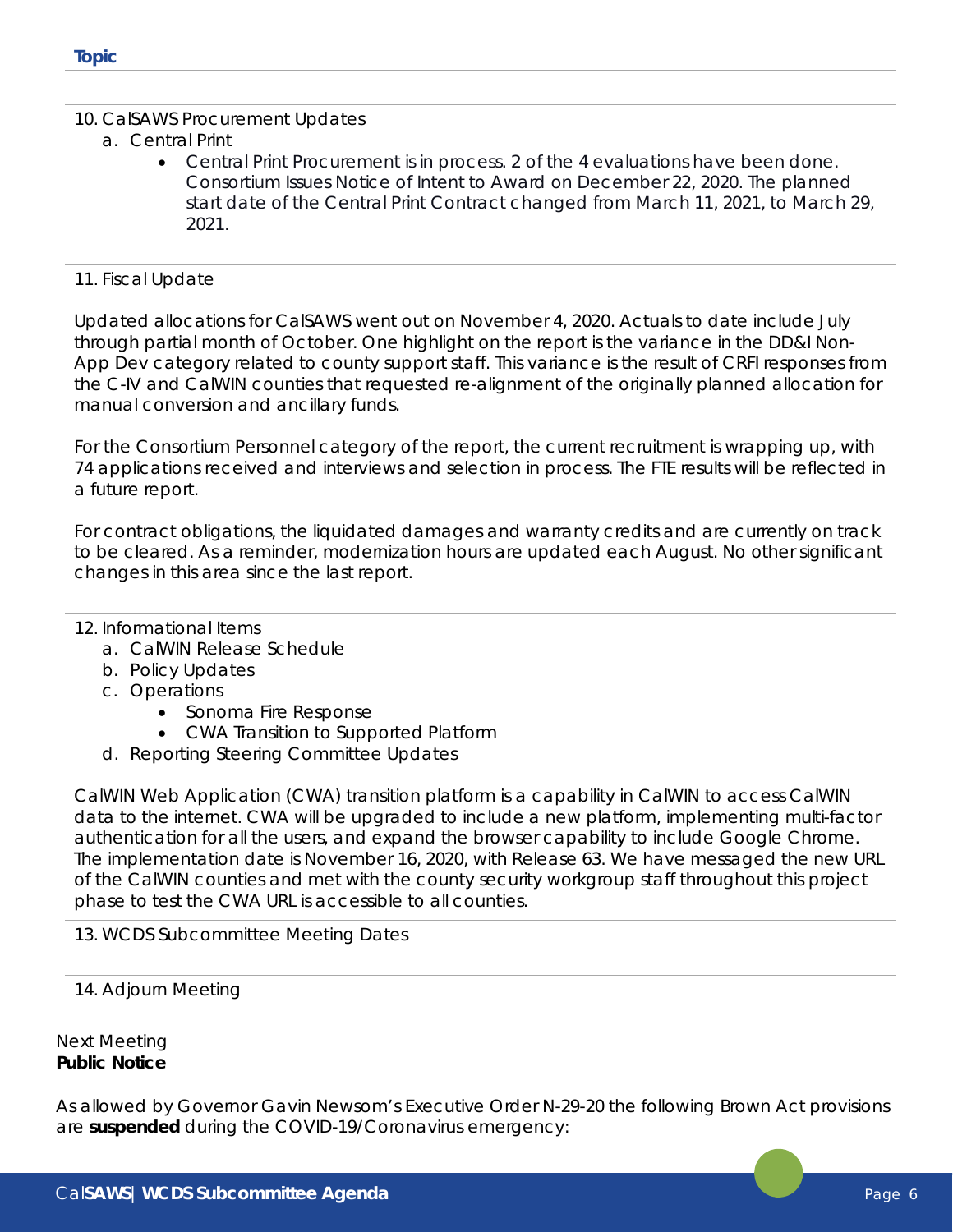**Topic**

10. CalSAWS Procurement Updates
    a. Central Print
        - Central Print Procurement is in process. 2 of the 4 evaluations have been done. Consortium Issues Notice of Intent to Award on December 22, 2020. The planned start date of the Central Print Contract changed from March 11, 2021, to March 29, 2021.

11. Fiscal Update

Updated allocations for CalSAWS went out on November 4, 2020. Actuals to date include July through partial month of October. One highlight on the report is the variance in the DD&I Non-App Dev category related to county support staff. This variance is the result of CRFI responses from the C-IV and CalWIN counties that requested re-alignment of the originally planned allocation for manual conversion and ancillary funds.

For the Consortium Personnel category of the report, the current recruitment is wrapping up, with 74 applications received and interviews and selection in process. The FTE results will be reflected in a future report.

For contract obligations, the liquidated damages and warranty credits and are currently on track to be cleared. As a reminder, modernization hours are updated each August. No other significant changes in this area since the last report.

12. Informational Items
    a. CalWIN Release Schedule
    b. Policy Updates
    c. Operations
        - Sonoma Fire Response
        - CWA Transition to Supported Platform
    d. Reporting Steering Committee Updates

CalWIN Web Application (CWA) transition platform is a capability in CalWIN to access CalWIN data to the internet. CWA will be upgraded to include a new platform, implementing multi-factor authentication for all the users, and expand the browser capability to include Google Chrome. The implementation date is November 16, 2020, with Release 63. We have messaged the new URL of the CalWIN counties and met with the county security workgroup staff throughout this project phase to test the CWA URL is accessible to all counties.

13. WCDS Subcommittee Meeting Dates

14. Adjourn Meeting

Next Meeting
**Public Notice**

As allowed by Governor Gavin Newsom's Executive Order N-29-20 the following Brown Act provisions are **suspended** during the COVID-19/Coronavirus emergency: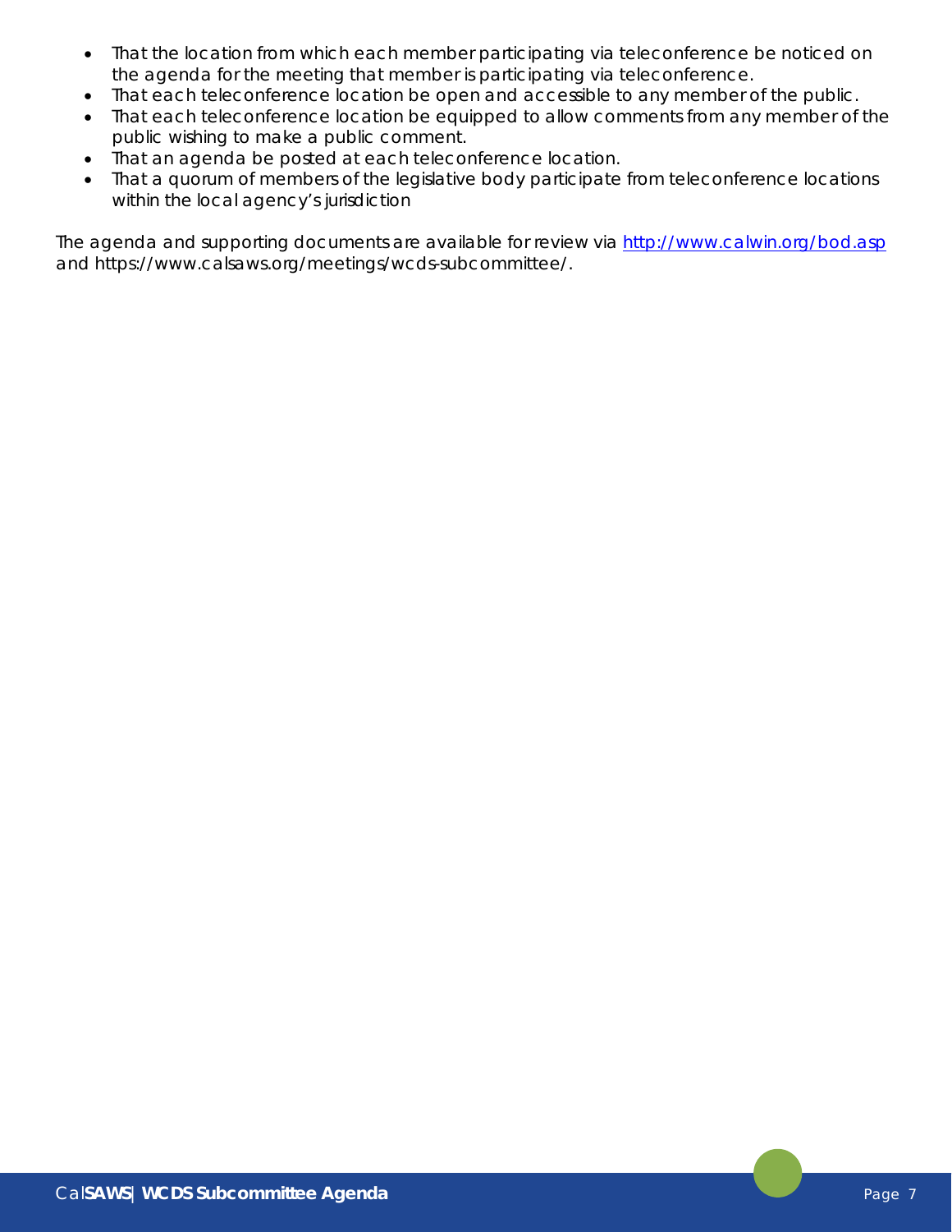- That the location from which each member participating via teleconference be noticed on the agenda for the meeting that member is participating via teleconference.
- That each teleconference location be open and accessible to any member of the public.
- That each teleconference location be equipped to allow comments from any member of the public wishing to make a public comment.
- That an agenda be posted at each teleconference location.
- That a quorum of members of the legislative body participate from teleconference locations within the local agency's jurisdiction

The agenda and supporting documents are available for review via http://www.calwin.org/bod.asp and https://www.calsaws.org/meetings/wcds-subcommittee/.